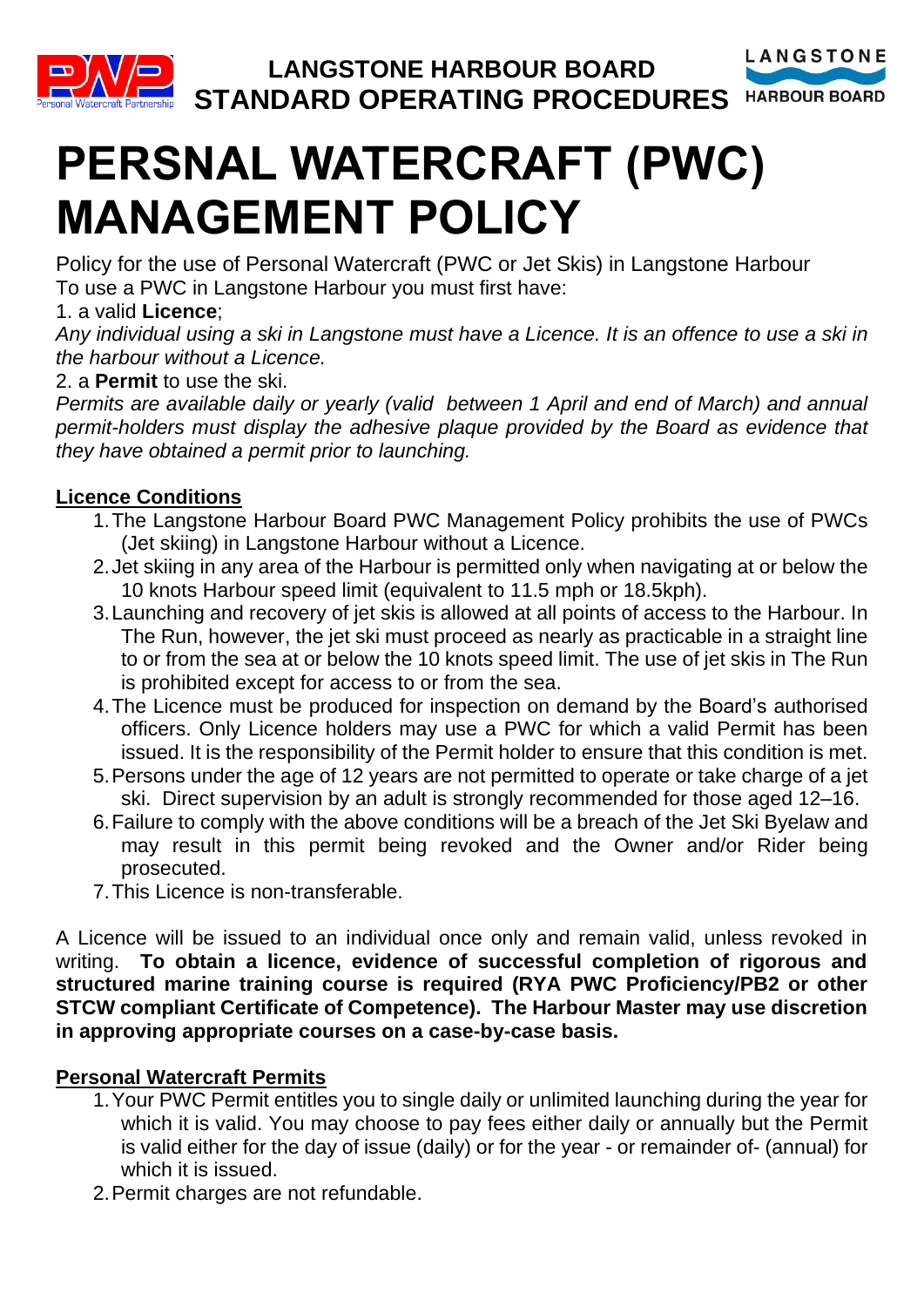LANGSTONE HARBOUR BOARD
STANDARD OPERATING PROCEDURES

# PERSNAL WATERCRAFT (PWC) MANAGEMENT POLICY

Policy for the use of Personal Watercraft (PWC or Jet Skis) in Langstone Harbour
To use a PWC in Langstone Harbour you must first have:

1. a valid **Licence**;

*Any individual using a ski in Langstone must have a Licence. It is an offence to use a ski in the harbour without a Licence.*

2. a **Permit** to use the ski.

*Permits are available daily or yearly (valid between 1 April and end of March) and annual permit-holders must display the adhesive plaque provided by the Board as evidence that they have obtained a permit prior to launching.*

## Licence Conditions

1. The Langstone Harbour Board PWC Management Policy prohibits the use of PWCs (Jet skiing) in Langstone Harbour without a Licence.
2. Jet skiing in any area of the Harbour is permitted only when navigating at or below the 10 knots Harbour speed limit (equivalent to 11.5 mph or 18.5kph).
3. Launching and recovery of jet skis is allowed at all points of access to the Harbour. In The Run, however, the jet ski must proceed as nearly as practicable in a straight line to or from the sea at or below the 10 knots speed limit. The use of jet skis in The Run is prohibited except for access to or from the sea.
4. The Licence must be produced for inspection on demand by the Board's authorised officers. Only Licence holders may use a PWC for which a valid Permit has been issued. It is the responsibility of the Permit holder to ensure that this condition is met.
5. Persons under the age of 12 years are not permitted to operate or take charge of a jet ski. Direct supervision by an adult is strongly recommended for those aged 12–16.
6. Failure to comply with the above conditions will be a breach of the Jet Ski Byelaw and may result in this permit being revoked and the Owner and/or Rider being prosecuted.
7. This Licence is non-transferable.

A Licence will be issued to an individual once only and remain valid, unless revoked in writing. **To obtain a licence, evidence of successful completion of rigorous and structured marine training course is required (RYA PWC Proficiency/PB2 or other STCW compliant Certificate of Competence). The Harbour Master may use discretion in approving appropriate courses on a case-by-case basis.**

## Personal Watercraft Permits

1. Your PWC Permit entitles you to single daily or unlimited launching during the year for which it is valid. You may choose to pay fees either daily or annually but the Permit is valid either for the day of issue (daily) or for the year - or remainder of- (annual) for which it is issued.
2. Permit charges are not refundable.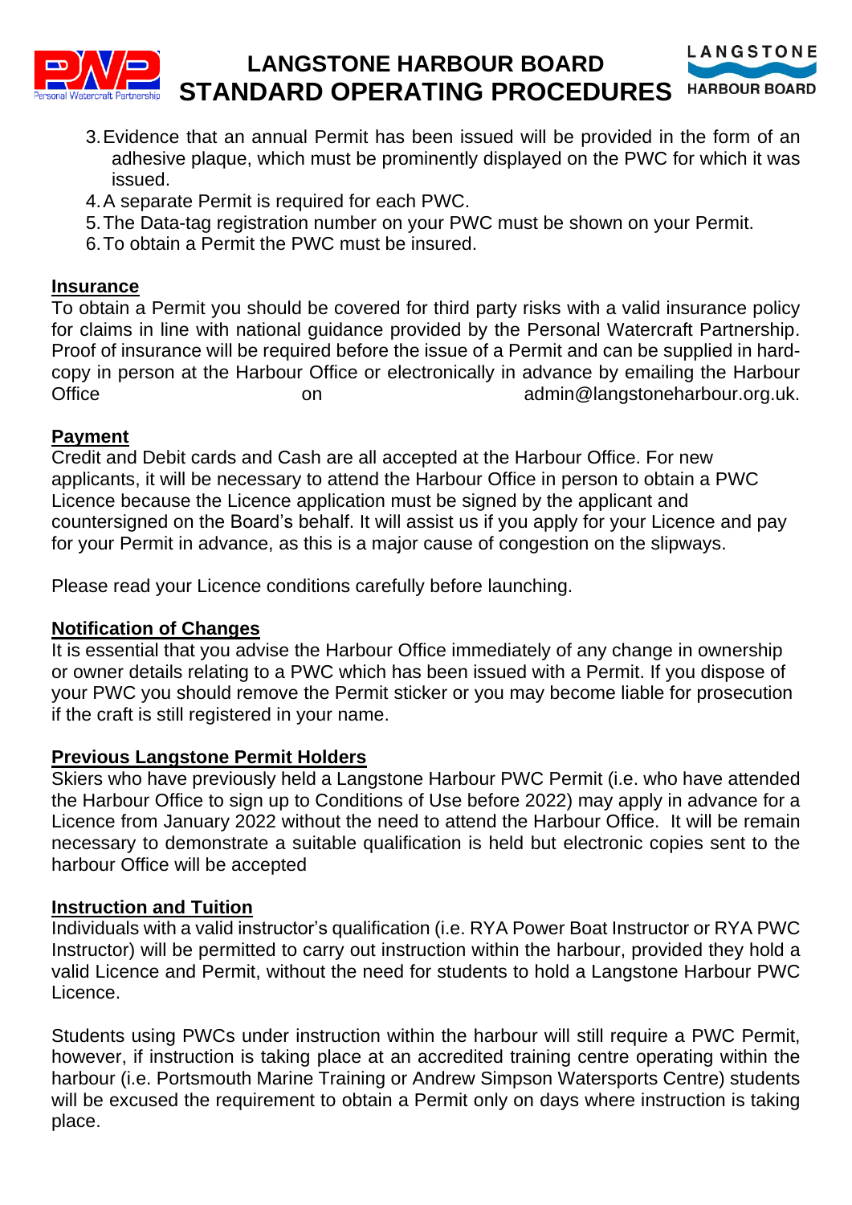3. Evidence that an annual Permit has been issued will be provided in the form of an adhesive plaque, which must be prominently displayed on the PWC for which it was issued.
4. A separate Permit is required for each PWC.
5. The Data-tag registration number on your PWC must be shown on your Permit.
6. To obtain a Permit the PWC must be insured.

## Insurance

To obtain a Permit you should be covered for third party risks with a valid insurance policy for claims in line with national guidance provided by the Personal Watercraft Partnership. Proof of insurance will be required before the issue of a Permit and can be supplied in hard-copy in person at the Harbour Office or electronically in advance by emailing the Harbour Office on admin@langstoneharbour.org.uk.

## Payment

Credit and Debit cards and Cash are all accepted at the Harbour Office. For new applicants, it will be necessary to attend the Harbour Office in person to obtain a PWC Licence because the Licence application must be signed by the applicant and countersigned on the Board's behalf. It will assist us if you apply for your Licence and pay for your Permit in advance, as this is a major cause of congestion on the slipways.

Please read your Licence conditions carefully before launching.

## Notification of Changes

It is essential that you advise the Harbour Office immediately of any change in ownership or owner details relating to a PWC which has been issued with a Permit. If you dispose of your PWC you should remove the Permit sticker or you may become liable for prosecution if the craft is still registered in your name.

## Previous Langstone Permit Holders

Skiers who have previously held a Langstone Harbour PWC Permit (i.e. who have attended the Harbour Office to sign up to Conditions of Use before 2022) may apply in advance for a Licence from January 2022 without the need to attend the Harbour Office. It will be remain necessary to demonstrate a suitable qualification is held but electronic copies sent to the harbour Office will be accepted

## Instruction and Tuition

Individuals with a valid instructor's qualification (i.e. RYA Power Boat Instructor or RYA PWC Instructor) will be permitted to carry out instruction within the harbour, provided they hold a valid Licence and Permit, without the need for students to hold a Langstone Harbour PWC Licence.

Students using PWCs under instruction within the harbour will still require a PWC Permit, however, if instruction is taking place at an accredited training centre operating within the harbour (i.e. Portsmouth Marine Training or Andrew Simpson Watersports Centre) students will be excused the requirement to obtain a Permit only on days where instruction is taking place.